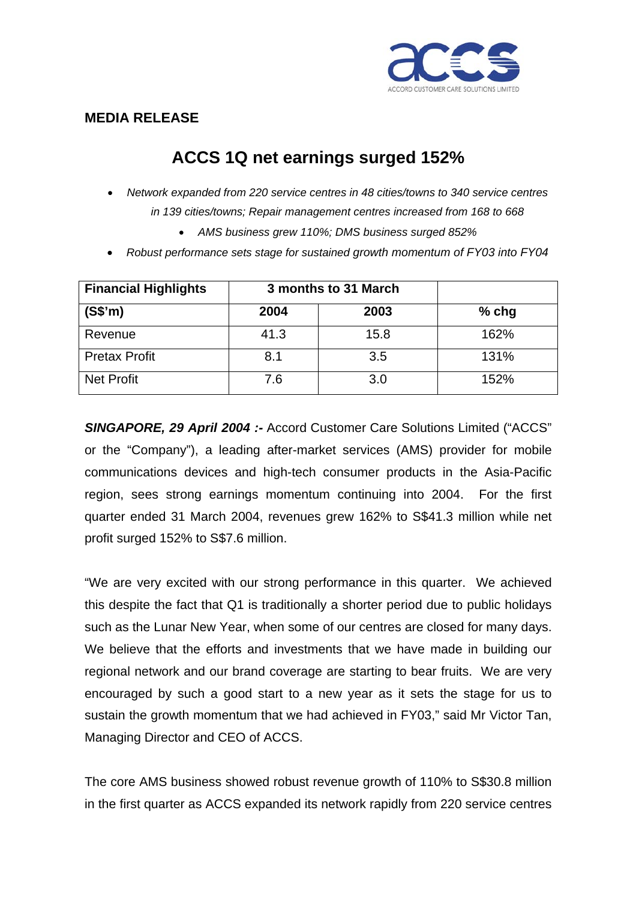## MEDIA RELEASE

# ACCS 1Q net earnings surged 152%

- *Network expanded from 220 service centres in 48 cities/towns to 340 service centres in 139 cities/towns; Repair management centres increased from 168 to 668*
- *AMS business grew 110%; DMS business surged 852%*
- *Robust performance sets stage for sustained growth momentum of FY03 into FY04*

| **Financial Highlights** | **3 months to 31 March** | | |
|---|---|---|---|
| **(S$'m)** | **2004** | **2003** | **% chg** |
| Revenue | 41.3 | 15.8 | 162% |
| Pretax Profit | 8.1 | 3.5 | 131% |
| Net Profit | 7.6 | 3.0 | 152% |

***SINGAPORE, 29 April 2004 :-*** Accord Customer Care Solutions Limited ("ACCS" or the "Company"), a leading after-market services (AMS) provider for mobile communications devices and high-tech consumer products in the Asia-Pacific region, sees strong earnings momentum continuing into 2004. For the first quarter ended 31 March 2004, revenues grew 162% to S$41.3 million while net profit surged 152% to S$7.6 million.

"We are very excited with our strong performance in this quarter. We achieved this despite the fact that Q1 is traditionally a shorter period due to public holidays such as the Lunar New Year, when some of our centres are closed for many days. We believe that the efforts and investments that we have made in building our regional network and our brand coverage are starting to bear fruits. We are very encouraged by such a good start to a new year as it sets the stage for us to sustain the growth momentum that we had achieved in FY03," said Mr Victor Tan, Managing Director and CEO of ACCS.

The core AMS business showed robust revenue growth of 110% to S$30.8 million in the first quarter as ACCS expanded its network rapidly from 220 service centres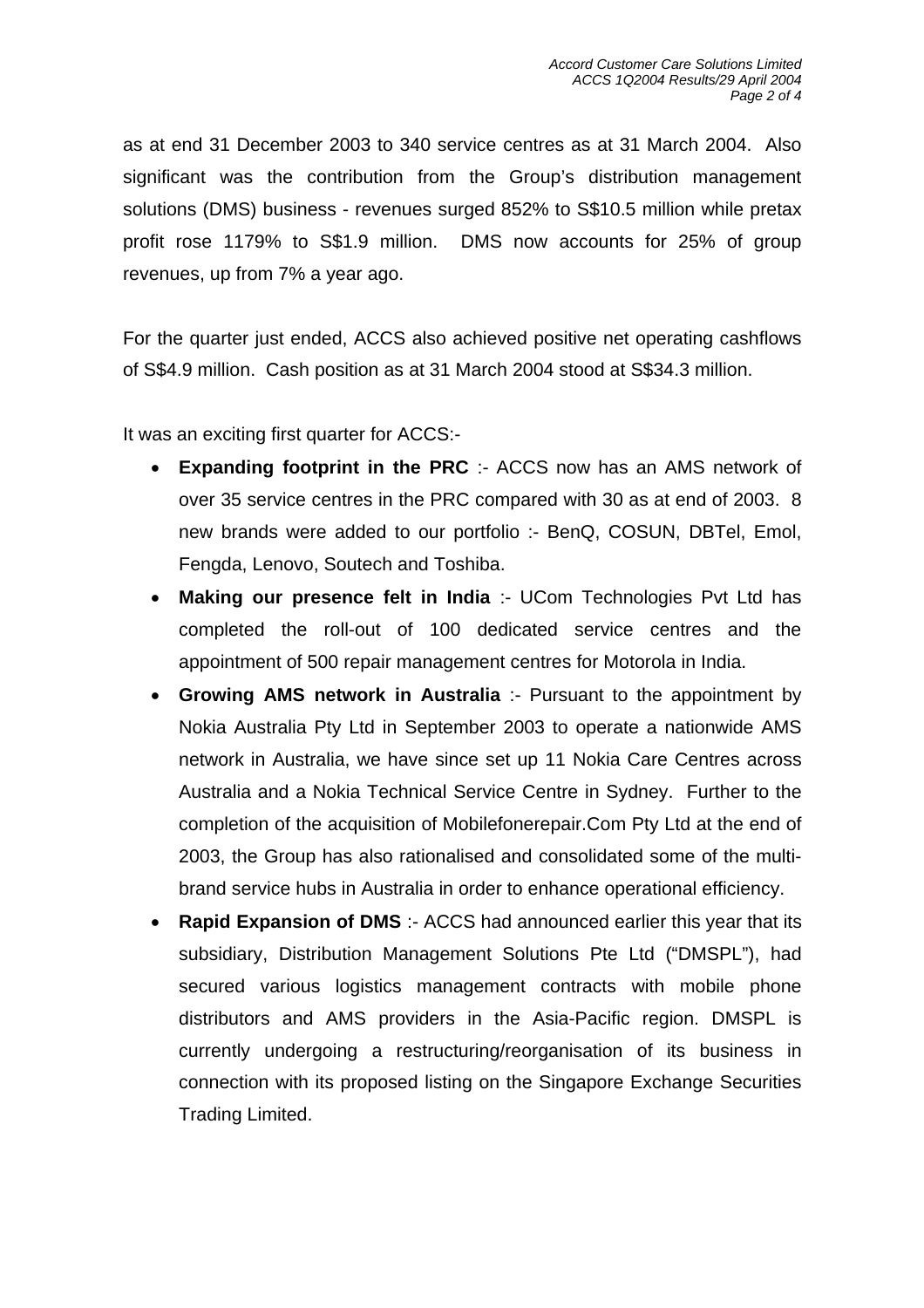as at end 31 December 2003 to 340 service centres as at 31 March 2004. Also significant was the contribution from the Group's distribution management solutions (DMS) business - revenues surged 852% to S$10.5 million while pretax profit rose 1179% to S$1.9 million. DMS now accounts for 25% of group revenues, up from 7% a year ago.

For the quarter just ended, ACCS also achieved positive net operating cashflows of S$4.9 million. Cash position as at 31 March 2004 stood at S$34.3 million.

It was an exciting first quarter for ACCS:-

- **Expanding footprint in the PRC** :- ACCS now has an AMS network of over 35 service centres in the PRC compared with 30 as at end of 2003. 8 new brands were added to our portfolio :- BenQ, COSUN, DBTel, Emol, Fengda, Lenovo, Soutech and Toshiba.
- **Making our presence felt in India** :- UCom Technologies Pvt Ltd has completed the roll-out of 100 dedicated service centres and the appointment of 500 repair management centres for Motorola in India.
- **Growing AMS network in Australia** :- Pursuant to the appointment by Nokia Australia Pty Ltd in September 2003 to operate a nationwide AMS network in Australia, we have since set up 11 Nokia Care Centres across Australia and a Nokia Technical Service Centre in Sydney. Further to the completion of the acquisition of Mobilefonerepair.Com Pty Ltd at the end of 2003, the Group has also rationalised and consolidated some of the multi-brand service hubs in Australia in order to enhance operational efficiency.
- **Rapid Expansion of DMS** :- ACCS had announced earlier this year that its subsidiary, Distribution Management Solutions Pte Ltd ("DMSPL"), had secured various logistics management contracts with mobile phone distributors and AMS providers in the Asia-Pacific region. DMSPL is currently undergoing a restructuring/reorganisation of its business in connection with its proposed listing on the Singapore Exchange Securities Trading Limited.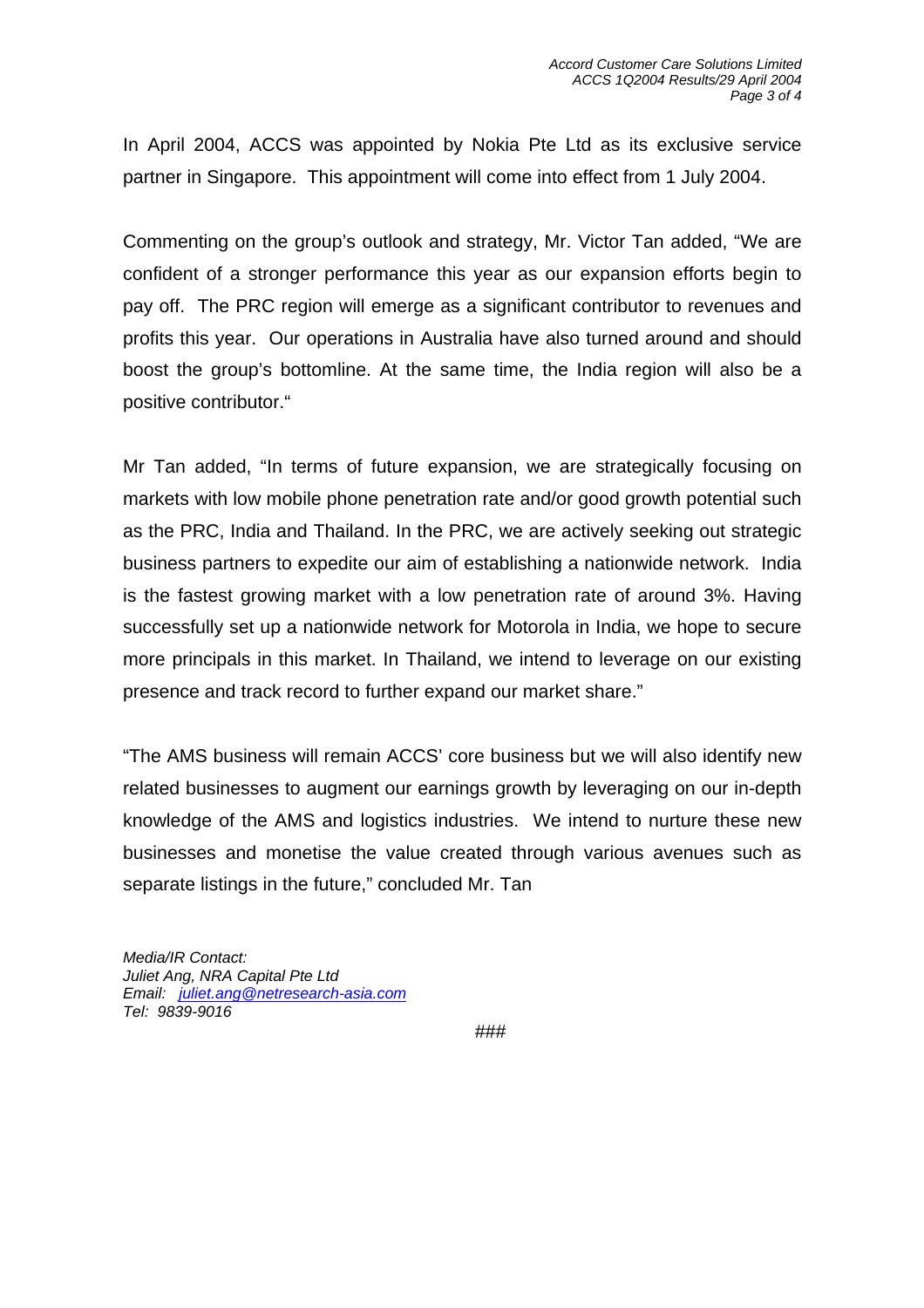In April 2004, ACCS was appointed by Nokia Pte Ltd as its exclusive service partner in Singapore. This appointment will come into effect from 1 July 2004.

Commenting on the group's outlook and strategy, Mr. Victor Tan added, "We are confident of a stronger performance this year as our expansion efforts begin to pay off. The PRC region will emerge as a significant contributor to revenues and profits this year. Our operations in Australia have also turned around and should boost the group's bottomline. At the same time, the India region will also be a positive contributor."

Mr Tan added, "In terms of future expansion, we are strategically focusing on markets with low mobile phone penetration rate and/or good growth potential such as the PRC, India and Thailand. In the PRC, we are actively seeking out strategic business partners to expedite our aim of establishing a nationwide network. India is the fastest growing market with a low penetration rate of around 3%. Having successfully set up a nationwide network for Motorola in India, we hope to secure more principals in this market. In Thailand, we intend to leverage on our existing presence and track record to further expand our market share."

"The AMS business will remain ACCS' core business but we will also identify new related businesses to augment our earnings growth by leveraging on our in-depth knowledge of the AMS and logistics industries. We intend to nurture these new businesses and monetise the value created through various avenues such as separate listings in the future," concluded Mr. Tan

*Media/IR Contact:*
*Juliet Ang, NRA Capital Pte Ltd*
*Email: [juliet.ang@netresearch-asia.com](mailto:juliet.ang@netresearch-asia.com)*
*Tel: 9839-9016*

###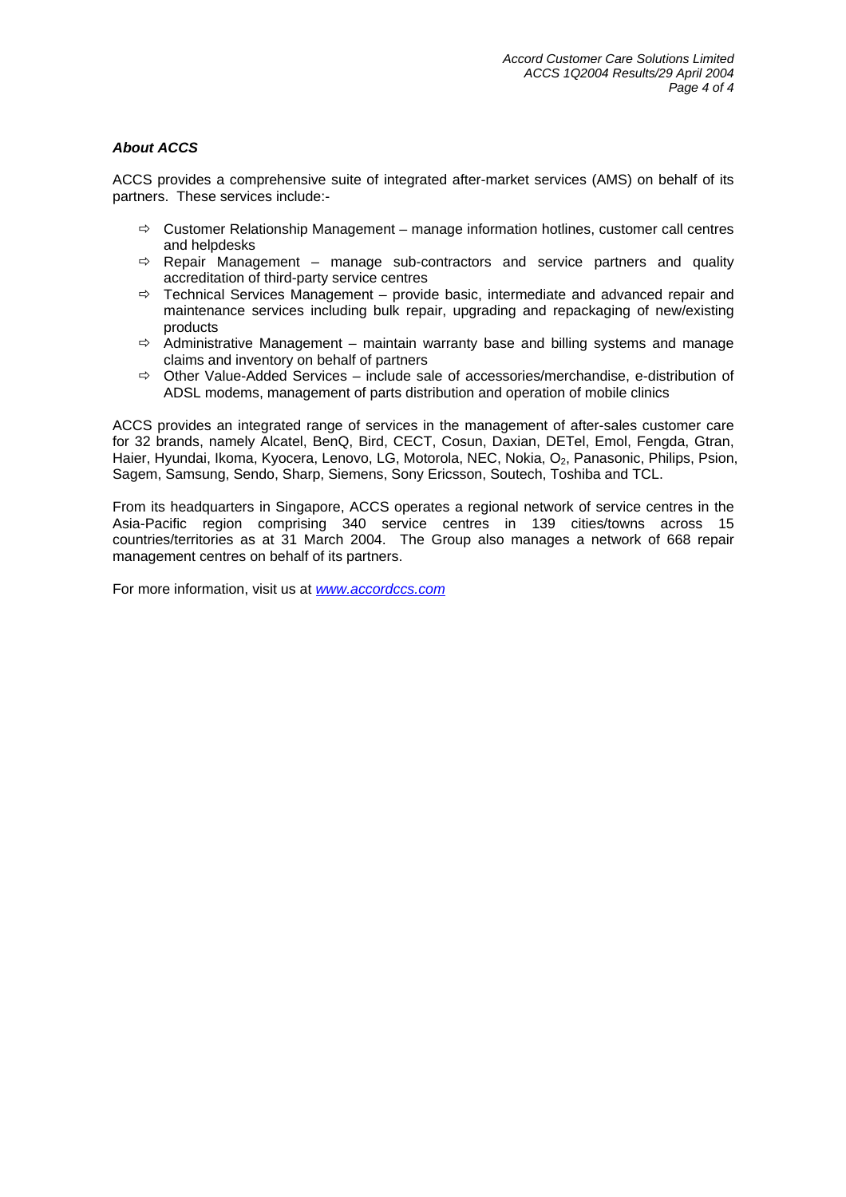### *About ACCS*

ACCS provides a comprehensive suite of integrated after-market services (AMS) on behalf of its partners. These services include:-

- Customer Relationship Management – manage information hotlines, customer call centres and helpdesks
- Repair Management – manage sub-contractors and service partners and quality accreditation of third-party service centres
- Technical Services Management – provide basic, intermediate and advanced repair and maintenance services including bulk repair, upgrading and repackaging of new/existing products
- Administrative Management – maintain warranty base and billing systems and manage claims and inventory on behalf of partners
- Other Value-Added Services – include sale of accessories/merchandise, e-distribution of ADSL modems, management of parts distribution and operation of mobile clinics

ACCS provides an integrated range of services in the management of after-sales customer care for 32 brands, namely Alcatel, BenQ, Bird, CECT, Cosun, Daxian, DETel, Emol, Fengda, Gtran, Haier, Hyundai, Ikoma, Kyocera, Lenovo, LG, Motorola, NEC, Nokia, $O_2$, Panasonic, Philips, Psion, Sagem, Samsung, Sendo, Sharp, Siemens, Sony Ericsson, Soutech, Toshiba and TCL.

From its headquarters in Singapore, ACCS operates a regional network of service centres in the Asia-Pacific region comprising 340 service centres in 139 cities/towns across 15 countries/territories as at 31 March 2004. The Group also manages a network of 668 repair management centres on behalf of its partners.

For more information, visit us at [www.accordccs.com](http://www.accordccs.com)